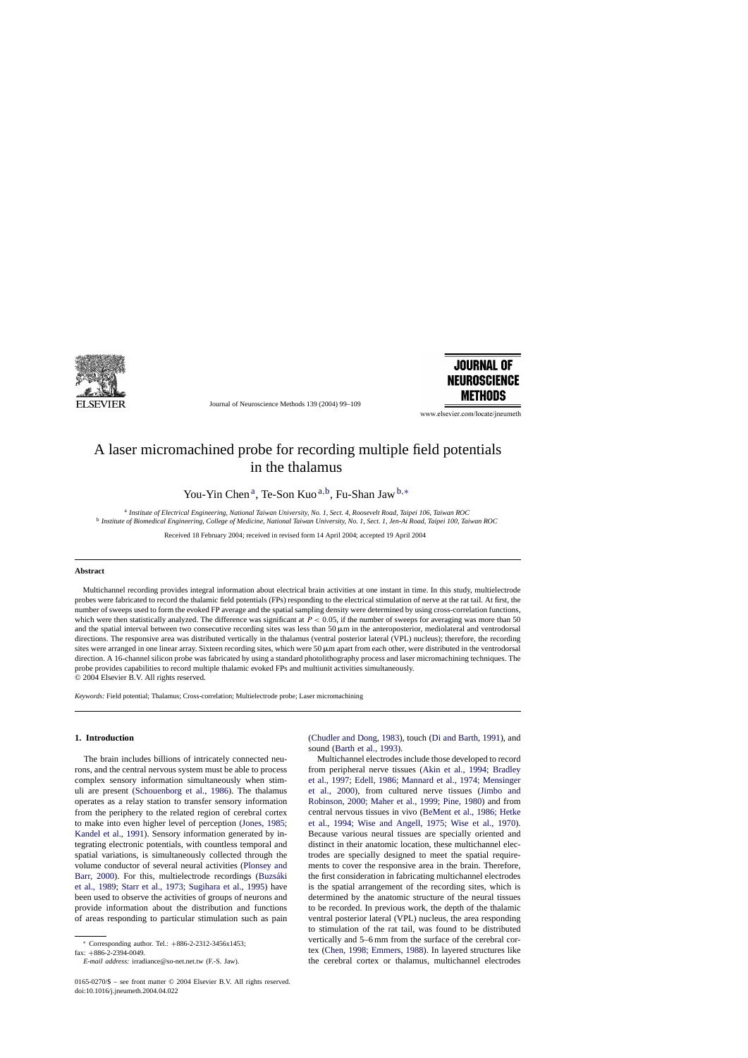# A laser micromachined probe for recording multiple field potentials in the thalamus

You-Yin Chen[a], Te-Son Kuo[a,b], Fu-Shan Jaw[b,*]

[a] *Institute of Electrical Engineering, National Taiwan University, No. 1, Sect. 4, Roosevelt Road, Taipei 106, Taiwan ROC*
[b] *Institute of Biomedical Engineering, College of Medicine, National Taiwan University, No. 1, Sect. 1, Jen-Ai Road, Taipei 100, Taiwan ROC*

Received 18 February 2004; received in revised form 14 April 2004; accepted 19 April 2004

## Abstract

Multichannel recording provides integral information about electrical brain activities at one instant in time. In this study, multielectrode probes were fabricated to record the thalamic field potentials (FPs) responding to the electrical stimulation of nerve at the rat tail. At first, the number of sweeps used to form the evoked FP average and the spatial sampling density were determined by using cross-correlation functions, which were then statistically analyzed. The difference was significant at $P < 0.05$, if the number of sweeps for averaging was more than 50 and the spatial interval between two consecutive recording sites was less than 50 μm in the anteroposterior, mediolateral and ventrodorsal directions. The responsive area was distributed vertically in the thalamus (ventral posterior lateral (VPL) nucleus); therefore, the recording sites were arranged in one linear array. Sixteen recording sites, which were 50 μm apart from each other, were distributed in the ventrodorsal direction. A 16-channel silicon probe was fabricated by using a standard photolithography process and laser micromachining techniques. The probe provides capabilities to record multiple thalamic evoked FPs and multiunit activities simultaneously.
© 2004 Elsevier B.V. All rights reserved.

*Keywords:* Field potential; Thalamus; Cross-correlation; Multielectrode probe; Laser micromachining

## 1. Introduction

The brain includes billions of intricately connected neurons, and the central nervous system must be able to process complex sensory information simultaneously when stimuli are present (Schouenborg et al., 1986). The thalamus operates as a relay station to transfer sensory information from the periphery to the related region of cerebral cortex to make into even higher level of perception (Jones, 1985; Kandel et al., 1991). Sensory information generated by integrating electronic potentials, with countless temporal and spatial variations, is simultaneously collected through the volume conductor of several neural activities (Plonsey and Barr, 2000). For this, multielectrode recordings (Buzsáki et al., 1989; Starr et al., 1973; Sugihara et al., 1995) have been used to observe the activities of groups of neurons and provide information about the distribution and functions of areas responding to particular stimulation such as pain (Chudler and Dong, 1983), touch (Di and Barth, 1991), and sound (Barth et al., 1993).

Multichannel electrodes include those developed to record from peripheral nerve tissues (Akin et al., 1994; Bradley et al., 1997; Edell, 1986; Mannard et al., 1974; Mensinger et al., 2000), from cultured nerve tissues (Jimbo and Robinson, 2000; Maher et al., 1999; Pine, 1980) and from central nervous tissues in vivo (BeMent et al., 1986; Hetke et al., 1994; Wise and Angell, 1975; Wise et al., 1970). Because various neural tissues are specially oriented and distinct in their anatomic location, these multichannel electrodes are specially designed to meet the spatial requirements to cover the responsive area in the brain. Therefore, the first consideration in fabricating multichannel electrodes is the spatial arrangement of the recording sites, which is determined by the anatomic structure of the neural tissues to be recorded. In previous work, the depth of the thalamic ventral posterior lateral (VPL) nucleus, the area responding to stimulation of the rat tail, was found to be distributed vertically and 5–6 mm from the surface of the cerebral cortex (Chen, 1998; Emmers, 1988). In layered structures like the cerebral cortex or thalamus, multichannel electrodes

* Corresponding author. Tel.: +886-2-2312-3456x1453; fax: +886-2-2394-0049.
*E-mail address:* irradiance@so-net.net.tw (F.-S. Jaw).

0165-0270/$ – see front matter © 2004 Elsevier B.V. All rights reserved.
doi:10.1016/j.jneumeth.2004.04.022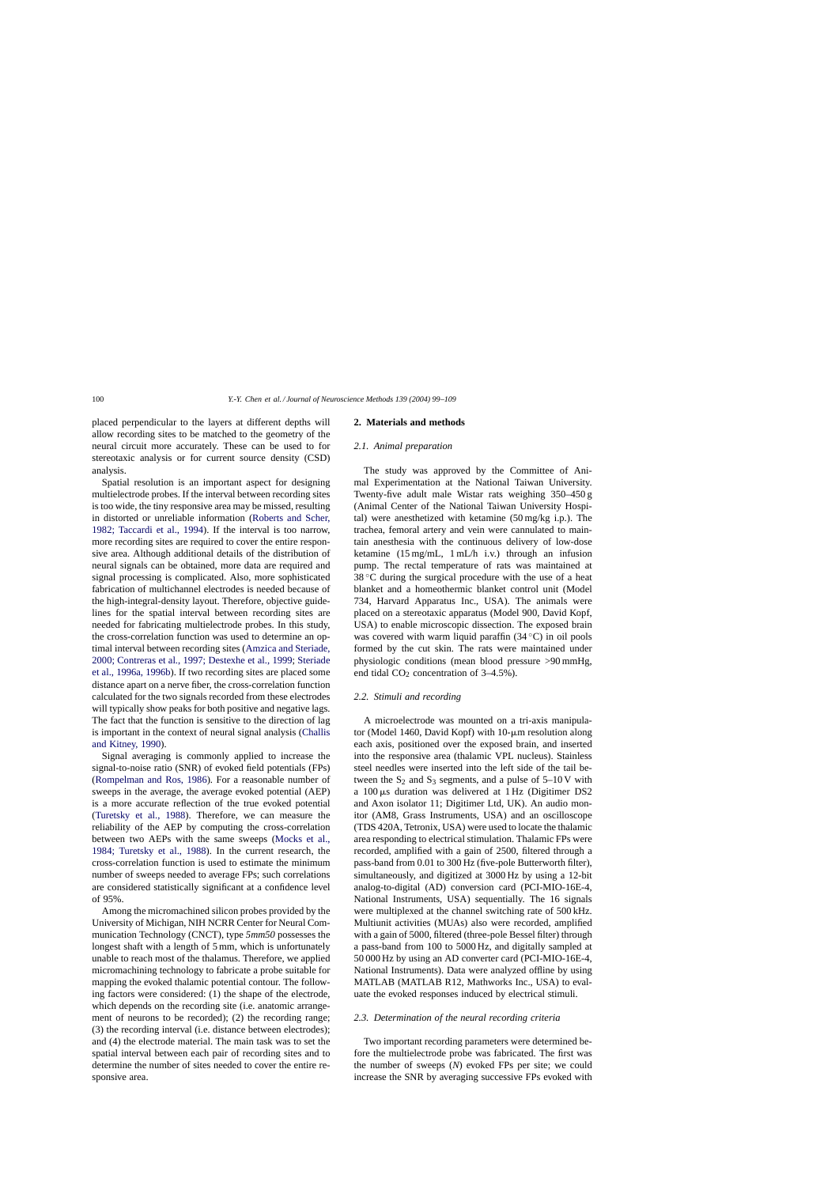placed perpendicular to the layers at different depths will allow recording sites to be matched to the geometry of the neural circuit more accurately. These can be used to for stereotaxic analysis or for current source density (CSD) analysis.

Spatial resolution is an important aspect for designing multielectrode probes. If the interval between recording sites is too wide, the tiny responsive area may be missed, resulting in distorted or unreliable information (Roberts and Scher, 1982; Taccardi et al., 1994). If the interval is too narrow, more recording sites are required to cover the entire responsive area. Although additional details of the distribution of neural signals can be obtained, more data are required and signal processing is complicated. Also, more sophisticated fabrication of multichannel electrodes is needed because of the high-integral-density layout. Therefore, objective guidelines for the spatial interval between recording sites are needed for fabricating multielectrode probes. In this study, the cross-correlation function was used to determine an optimal interval between recording sites (Amzica and Steriade, 2000; Contreras et al., 1997; Destexhe et al., 1999; Steriade et al., 1996a, 1996b). If two recording sites are placed some distance apart on a nerve fiber, the cross-correlation function calculated for the two signals recorded from these electrodes will typically show peaks for both positive and negative lags. The fact that the function is sensitive to the direction of lag is important in the context of neural signal analysis (Challis and Kitney, 1990).

Signal averaging is commonly applied to increase the signal-to-noise ratio (SNR) of evoked field potentials (FPs) (Rompelman and Ros, 1986). For a reasonable number of sweeps in the average, the average evoked potential (AEP) is a more accurate reflection of the true evoked potential (Turetsky et al., 1988). Therefore, we can measure the reliability of the AEP by computing the cross-correlation between two AEPs with the same sweeps (Mocks et al., 1984; Turetsky et al., 1988). In the current research, the cross-correlation function is used to estimate the minimum number of sweeps needed to average FPs; such correlations are considered statistically significant at a confidence level of 95%.

Among the micromachined silicon probes provided by the University of Michigan, NIH NCRR Center for Neural Communication Technology (CNCT), type *5mm50* possesses the longest shaft with a length of 5 mm, which is unfortunately unable to reach most of the thalamus. Therefore, we applied micromachining technology to fabricate a probe suitable for mapping the evoked thalamic potential contour. The following factors were considered: (1) the shape of the electrode, which depends on the recording site (i.e. anatomic arrangement of neurons to be recorded); (2) the recording range; (3) the recording interval (i.e. distance between electrodes); and (4) the electrode material. The main task was to set the spatial interval between each pair of recording sites and to determine the number of sites needed to cover the entire responsive area.

## 2. Materials and methods

### *2.1. Animal preparation*

The study was approved by the Committee of Animal Experimentation at the National Taiwan University. Twenty-five adult male Wistar rats weighing 350–450 g (Animal Center of the National Taiwan University Hospital) were anesthetized with ketamine (50 mg/kg i.p.). The trachea, femoral artery and vein were cannulated to maintain anesthesia with the continuous delivery of low-dose ketamine (15 mg/mL, 1 mL/h i.v.) through an infusion pump. The rectal temperature of rats was maintained at 38 °C during the surgical procedure with the use of a heat blanket and a homeothermic blanket control unit (Model 734, Harvard Apparatus Inc., USA). The animals were placed on a stereotaxic apparatus (Model 900, David Kopf, USA) to enable microscopic dissection. The exposed brain was covered with warm liquid paraffin (34 °C) in oil pools formed by the cut skin. The rats were maintained under physiologic conditions (mean blood pressure >90 mmHg, end tidal $CO_2$ concentration of 3–4.5%).

### *2.2. Stimuli and recording*

A microelectrode was mounted on a tri-axis manipulator (Model 1460, David Kopf) with 10-μm resolution along each axis, positioned over the exposed brain, and inserted into the responsive area (thalamic VPL nucleus). Stainless steel needles were inserted into the left side of the tail between the $S_2$ and $S_3$ segments, and a pulse of 5–10 V with a 100 μs duration was delivered at 1 Hz (Digitimer DS2 and Axon isolator 11; Digitimer Ltd, UK). An audio monitor (AM8, Grass Instruments, USA) and an oscilloscope (TDS 420A, Tetronix, USA) were used to locate the thalamic area responding to electrical stimulation. Thalamic FPs were recorded, amplified with a gain of 2500, filtered through a pass-band from 0.01 to 300 Hz (five-pole Butterworth filter), simultaneously, and digitized at 3000 Hz by using a 12-bit analog-to-digital (AD) conversion card (PCI-MIO-16E-4, National Instruments, USA) sequentially. The 16 signals were multiplexed at the channel switching rate of 500 kHz. Multiunit activities (MUAs) also were recorded, amplified with a gain of 5000, filtered (three-pole Bessel filter) through a pass-band from 100 to 5000 Hz, and digitally sampled at 50 000 Hz by using an AD converter card (PCI-MIO-16E-4, National Instruments). Data were analyzed offline by using MATLAB (MATLAB R12, Mathworks Inc., USA) to evaluate the evoked responses induced by electrical stimuli.

### *2.3. Determination of the neural recording criteria*

Two important recording parameters were determined before the multielectrode probe was fabricated. The first was the number of sweeps ($N$) evoked FPs per site; we could increase the SNR by averaging successive FPs evoked with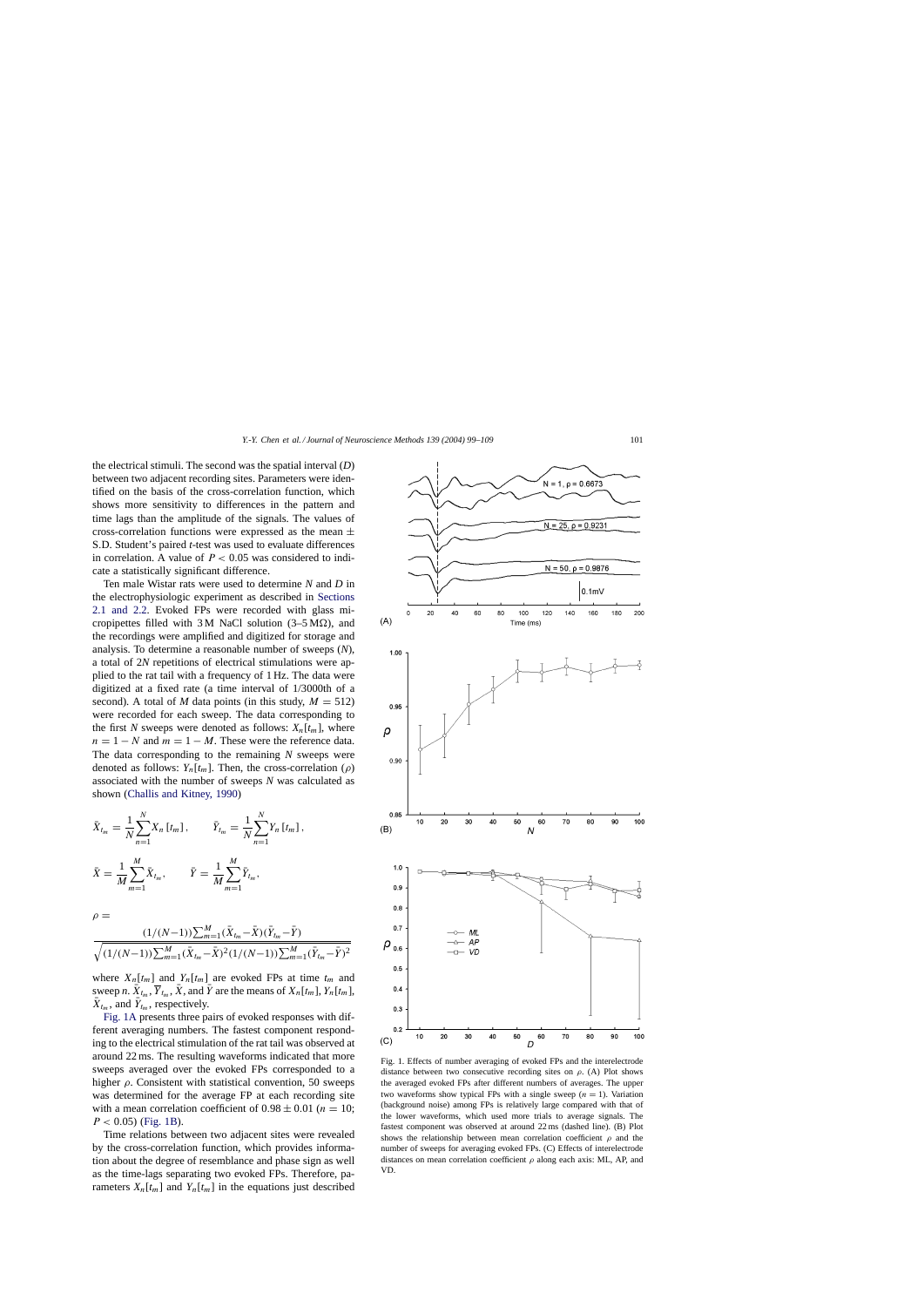the electrical stimuli. The second was the spatial interval ($D$) between two adjacent recording sites. Parameters were identified on the basis of the cross-correlation function, which shows more sensitivity to differences in the pattern and time lags than the amplitude of the signals. The values of cross-correlation functions were expressed as the mean ± S.D. Student's paired $t$-test was used to evaluate differences in correlation. A value of $P < 0.05$ was considered to indicate a statistically significant difference.

Ten male Wistar rats were used to determine $N$ and $D$ in the electrophysiologic experiment as described in Sections 2.1 and 2.2. Evoked FPs were recorded with glass micropipettes filled with 3 M NaCl solution (3–5 MΩ), and the recordings were amplified and digitized for storage and analysis. To determine a reasonable number of sweeps ($N$), a total of $2N$ repetitions of electrical stimulations were applied to the rat tail with a frequency of 1 Hz. The data were digitized at a fixed rate (a time interval of 1/3000th of a second). A total of $M$ data points (in this study, $M = 512$) were recorded for each sweep. The data corresponding to the first $N$ sweeps were denoted as follows: $X_n[t_m]$, where $n = 1 - N$ and $m = 1 - M$. These were the reference data. The data corresponding to the remaining $N$ sweeps were denoted as follows: $Y_n[t_m]$. Then, the cross-correlation ($\rho$) associated with the number of sweeps $N$ was calculated as shown (Challis and Kitney, 1990)

$$\bar{X}_{t_m} = \frac{1}{N}\sum_{n=1}^{N} X_n[t_m], \qquad \bar{Y}_{t_m} = \frac{1}{N}\sum_{n=1}^{N} Y_n[t_m],$$

$$\bar{X} = \frac{1}{M}\sum_{m=1}^{M} \bar{X}_{t_m}, \qquad \bar{Y} = \frac{1}{M}\sum_{m=1}^{M} \bar{Y}_{t_m},$$

$$\rho = \frac{(1/(N-1))\sum_{m=1}^{M}(\bar{X}_{t_m}-\bar{X})(\bar{Y}_{t_m}-\bar{Y})}{\sqrt{(1/(N-1))\sum_{m=1}^{M}(\bar{X}_{t_m}-\bar{X})^2 (1/(N-1))\sum_{m=1}^{M}(\bar{Y}_{t_m}-\bar{Y})^2}}$$

where $X_n[t_m]$ and $Y_n[t_m]$ are evoked FPs at time $t_m$ and sweep $n$. $\bar{X}_{t_m}$, $\bar{Y}_{t_m}$, $\bar{X}$, and $\bar{Y}$ are the means of $X_n[t_m]$, $Y_n[t_m]$, $\bar{X}_{t_m}$, and $\bar{Y}_{t_m}$, respectively.

Fig. 1A presents three pairs of evoked responses with different averaging numbers. The fastest component responding to the electrical stimulation of the rat tail was observed at around 22 ms. The resulting waveforms indicated that more sweeps averaged over the evoked FPs corresponded to a higher $\rho$. Consistent with statistical convention, 50 sweeps was determined for the average FP at each recording site with a mean correlation coefficient of $0.98 \pm 0.01$ ($n = 10$; $P < 0.05$) (Fig. 1B).

Time relations between two adjacent sites were revealed by the cross-correlation function, which provides information about the degree of resemblance and phase sign as well as the time-lags separating two evoked FPs. Therefore, parameters $X_n[t_m]$ and $Y_n[t_m]$ in the equations just described

Fig. 1. Effects of number averaging of evoked FPs and the interelectrode distance between two consecutive recording sites on $\rho$. (A) Plot shows the averaged evoked FPs after different numbers of averages. The upper two waveforms show typical FPs with a single sweep ($n = 1$). Variation (background noise) among FPs is relatively large compared with that of the lower waveforms, which used more trials to average signals. The fastest component was observed at around 22 ms (dashed line). (B) Plot shows the relationship between mean correlation coefficient $\rho$ and the number of sweeps for averaging evoked FPs. (C) Effects of interelectrode distances on mean correlation coefficient $\rho$ along each axis: ML, AP, and VD.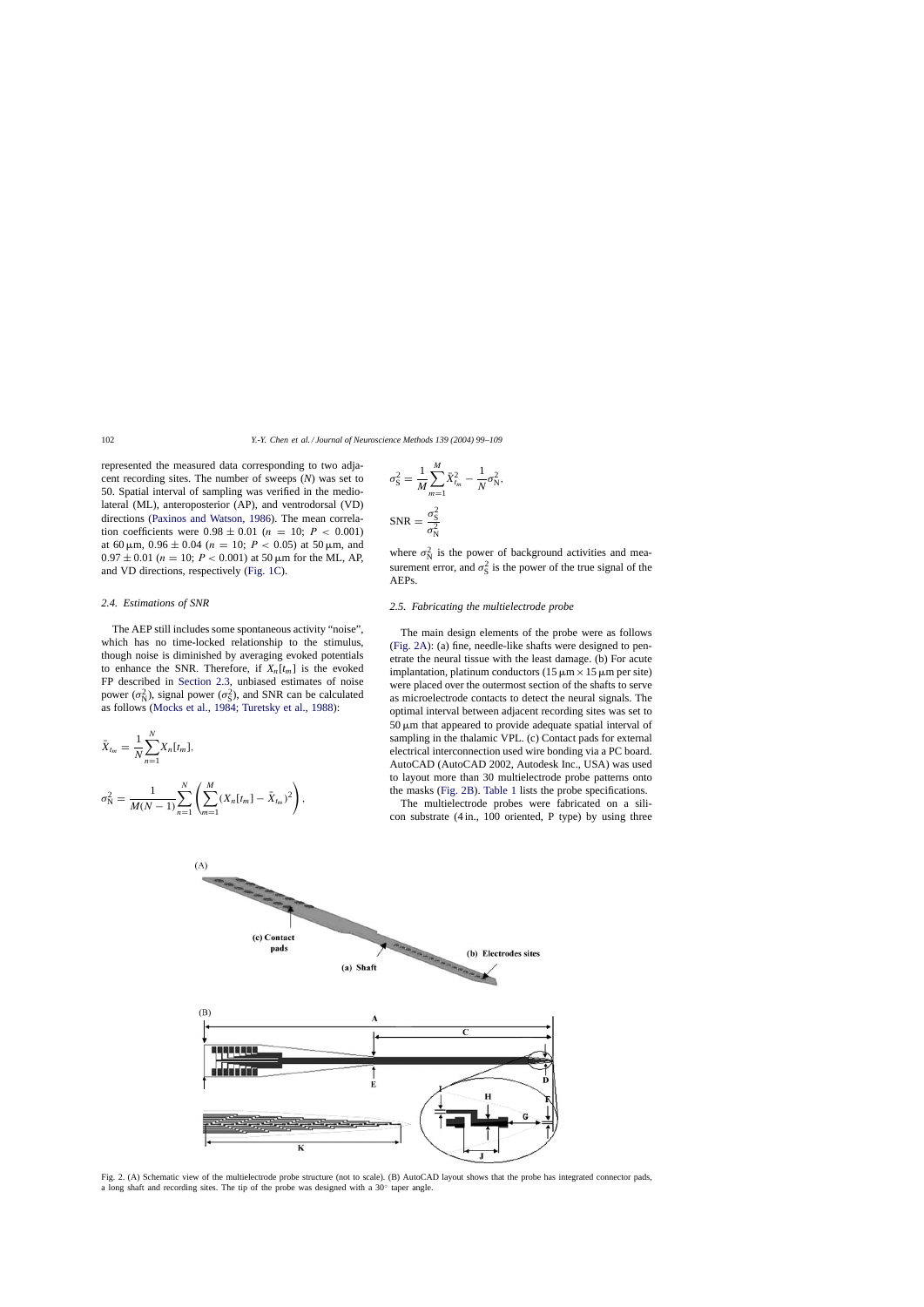represented the measured data corresponding to two adjacent recording sites. The number of sweeps ($N$) was set to 50. Spatial interval of sampling was verified in the mediolateral (ML), anteroposterior (AP), and ventrodorsal (VD) directions (Paxinos and Watson, 1986). The mean correlation coefficients were $0.98 \pm 0.01$ ($n = 10$; $P < 0.001$) at 60 μm, $0.96 \pm 0.04$ ($n = 10$; $P < 0.05$) at 50 μm, and $0.97 \pm 0.01$ ($n = 10$; $P < 0.001$) at 50 μm for the ML, AP, and VD directions, respectively (Fig. 1C).

### 2.4. Estimations of SNR

The AEP still includes some spontaneous activity "noise", which has no time-locked relationship to the stimulus, though noise is diminished by averaging evoked potentials to enhance the SNR. Therefore, if $X_n[t_m]$ is the evoked FP described in Section 2.3, unbiased estimates of noise power ($\sigma_N^2$), signal power ($\sigma_S^2$), and SNR can be calculated as follows (Mocks et al., 1984; Turetsky et al., 1988):

$$\bar{X}_{t_m} = \frac{1}{N}\sum_{n=1}^{N} X_n[t_m],$$

$$\sigma_N^2 = \frac{1}{M(N-1)}\sum_{n=1}^{N}\left(\sum_{m=1}^{M}(X_n[t_m] - \bar{X}_{t_m})^2\right),$$

$$\sigma_S^2 = \frac{1}{M}\sum_{m=1}^{M}\bar{X}_{t_m}^2 - \frac{1}{N}\sigma_N^2,$$

$$\text{SNR} = \frac{\sigma_S^2}{\sigma_N^2}$$

where $\sigma_N^2$ is the power of background activities and measurement error, and $\sigma_S^2$ is the power of the true signal of the AEPs.

### 2.5. Fabricating the multielectrode probe

The main design elements of the probe were as follows (Fig. 2A): (a) fine, needle-like shafts were designed to penetrate the neural tissue with the least damage. (b) For acute implantation, platinum conductors (15 μm × 15 μm per site) were placed over the outermost section of the shafts to serve as microelectrode contacts to detect the neural signals. The optimal interval between adjacent recording sites was set to 50 μm that appeared to provide adequate spatial interval of sampling in the thalamic VPL. (c) Contact pads for external electrical interconnection used wire bonding via a PC board. AutoCAD (AutoCAD 2002, Autodesk Inc., USA) was used to layout more than 30 multielectrode probe patterns onto the masks (Fig. 2B). Table 1 lists the probe specifications.

The multielectrode probes were fabricated on a silicon substrate (4 in., 100 oriented, P type) by using three

Fig. 2. (A) Schematic view of the multielectrode probe structure (not to scale). (B) AutoCAD layout shows that the probe has integrated connector pads, a long shaft and recording sites. The tip of the probe was designed with a 30° taper angle.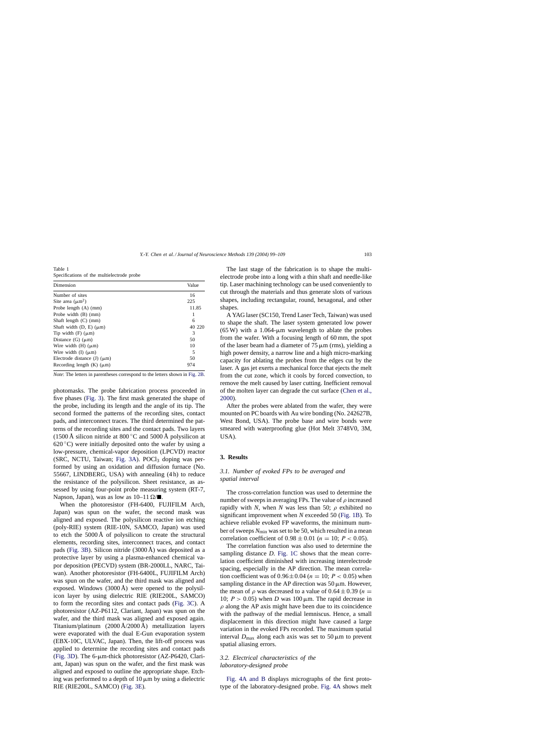Table 1
Specifications of the multielectrode probe

| Dimension | Value |
|---|---|
| Number of sites | 16 |
| Site area (μm$^2$) | 225 |
| Probe length (A) (mm) | 11.85 |
| Probe width (B) (mm) | 1 |
| Shaft length (C) (mm) | 6 |
| Shaft width (D, E) (μm) | 40 220 |
| Tip width (F) (μm) | 3 |
| Distance (G) (μm) | 50 |
| Wire width (H) (μm) | 10 |
| Wire width (I) (μm) | 5 |
| Electrode distance (J) (μm) | 50 |
| Recording length (K) (μm) | 974 |

*Note*: The letters in parentheses correspond to the letters shown in Fig. 2B.

photomasks. The probe fabrication process proceeded in five phases (Fig. 3). The first mask generated the shape of the probe, including its length and the angle of its tip. The second formed the patterns of the recording sites, contact pads, and interconnect traces. The third determined the patterns of the recording sites and the contact pads. Two layers (1500 Å silicon nitride at 800 °C and 5000 Å polysilicon at 620 °C) were initially deposited onto the wafer by using a low-pressure, chemical-vapor deposition (LPCVD) reactor (SRC, NCTU, Taiwan; Fig. 3A). $POCl_3$ doping was performed by using an oxidation and diffusion furnace (No. 55667, LINDBERG, USA) with annealing (4 h) to reduce the resistance of the polysilicon. Sheet resistance, as assessed by using four-point probe measuring system (RT-7, Napson, Japan), was as low as 10–11 Ω/■.

When the photoresistor (FH-6400, FUJIFILM Arch, Japan) was spun on the wafer, the second mask was aligned and exposed. The polysilicon reactive ion etching (poly-RIE) system (RIE-10N, SAMCO, Japan) was used to etch the 5000 Å of polysilicon to create the structural elements, recording sites, interconnect traces, and contact pads (Fig. 3B). Silicon nitride (3000 Å) was deposited as a protective layer by using a plasma-enhanced chemical vapor deposition (PECVD) system (BR-2000LL, NARC, Taiwan). Another photoresistor (FH-6400L, FUJIFILM Arch) was spun on the wafer, and the third mask was aligned and exposed. Windows (3000 Å) were opened to the polysilicon layer by using dielectric RIE (RIE200L, SAMCO) to form the recording sites and contact pads (Fig. 3C). A photoresistor (AZ-P6112, Clariant, Japan) was spun on the wafer, and the third mask was aligned and exposed again. Titanium/platinum (2000 Å/2000 Å) metallization layers were evaporated with the dual E-Gun evaporation system (EBX-10C, ULVAC, Japan). Then, the lift-off process was applied to determine the recording sites and contact pads (Fig. 3D). The 6-μm-thick photoresistor (AZ-P6420, Clariant, Japan) was spun on the wafer, and the first mask was aligned and exposed to outline the appropriate shape. Etching was performed to a depth of 10 μm by using a dielectric RIE (RIE200L, SAMCO) (Fig. 3E).

The last stage of the fabrication is to shape the multielectrode probe into a long with a thin shaft and needle-like tip. Laser machining technology can be used conveniently to cut through the materials and thus generate slots of various shapes, including rectangular, round, hexagonal, and other shapes.

A YAG laser (SC150, Trend Laser Tech, Taiwan) was used to shape the shaft. The laser system generated low power (65 W) with a 1.064-μm wavelength to ablate the probes from the wafer. With a focusing length of 60 mm, the spot of the laser beam had a diameter of 75 μm (rms), yielding a high power density, a narrow line and a high micro-marking capacity for ablating the probes from the edges cut by the laser. A gas jet exerts a mechanical force that ejects the melt from the cut zone, which it cools by forced convection, to remove the melt caused by laser cutting. Inefficient removal of the molten layer can degrade the cut surface (Chen et al., 2000).

After the probes were ablated from the wafer, they were mounted on PC boards with Au wire bonding (No. 242627B, West Bond, USA). The probe base and wire bonds were smeared with waterproofing glue (Hot Melt 3748V0, 3M, USA).

## 3. Results

### 3.1. Number of evoked FPs to be averaged and spatial interval

The cross-correlation function was used to determine the number of sweeps in averaging FPs. The value of $\rho$ increased rapidly with $N$, when $N$ was less than 50; $\rho$ exhibited no significant improvement when $N$ exceeded 50 (Fig. 1B). To achieve reliable evoked FP waveforms, the minimum number of sweeps $N_{\min}$ was set to be 50, which resulted in a mean correlation coefficient of $0.98 \pm 0.01$ ($n = 10$; $P < 0.05$).

The correlation function was also used to determine the sampling distance $D$. Fig. 1C shows that the mean correlation coefficient diminished with increasing interelectrode spacing, especially in the AP direction. The mean correlation coefficient was of $0.96 \pm 0.04$ ($n = 10$; $P < 0.05$) when sampling distance in the AP direction was 50 μm. However, the mean of $\rho$ was decreased to a value of $0.64 \pm 0.39$ ($n = 10$; $P > 0.05$) when $D$ was 100 μm. The rapid decrease in $\rho$ along the AP axis might have been due to its coincidence with the pathway of the medial lemniscus. Hence, a small displacement in this direction might have caused a large variation in the evoked FPs recorded. The maximum spatial interval $D_{\max}$ along each axis was set to 50 μm to prevent spatial aliasing errors.

### 3.2. Electrical characteristics of the laboratory-designed probe

Fig. 4A and B displays micrographs of the first prototype of the laboratory-designed probe. Fig. 4A shows melt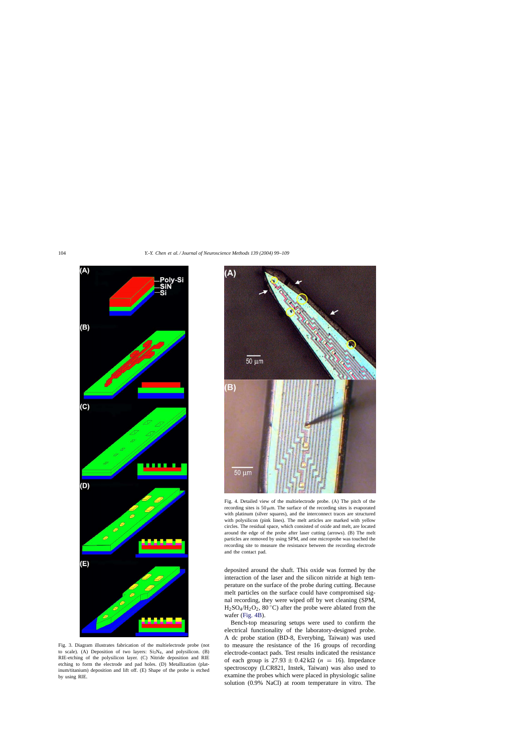Fig. 3. Diagram illustrates fabrication of the multielectrode probe (not to scale). (A) Deposition of two layers: $Si_3N_4$, and polysilicon. (B) RIE-etching of the polysilicon layer. (C) Nitride deposition and RIE etching to form the electrode and pad holes. (D) Metallization (platinum/titanium) deposition and lift off. (E) Shape of the probe is etched by using RIE.

Fig. 4. Detailed view of the multielectrode probe. (A) The pitch of the recording sites is 50 μm. The surface of the recording sites is evaporated with platinum (silver squares), and the interconnect traces are structured with polysilicon (pink lines). The melt articles are marked with yellow circles. The residual space, which consisted of oxide and melt, are located around the edge of the probe after laser cutting (arrows). (B) The melt particles are removed by using SPM, and one microprobe was touched the recording site to measure the resistance between the recording electrode and the contact pad.

deposited around the shaft. This oxide was formed by the interaction of the laser and the silicon nitride at high temperature on the surface of the probe during cutting. Because melt particles on the surface could have compromised signal recording, they were wiped off by wet cleaning (SPM, $H_2SO_4/H_2O_2$, 80 °C) after the probe were ablated from the wafer (Fig. 4B).

Bench-top measuring setups were used to confirm the electrical functionality of the laboratory-designed probe. A dc probe station (BD-8, Everybing, Taiwan) was used to measure the resistance of the 16 groups of recording electrode-contact pads. Test results indicated the resistance of each group is $27.93 \pm 0.42\,\text{k}\Omega$ ($n = 16$). Impedance spectroscopy (LCR821, Instek, Taiwan) was also used to examine the probes which were placed in physiologic saline solution (0.9% NaCl) at room temperature in vitro. The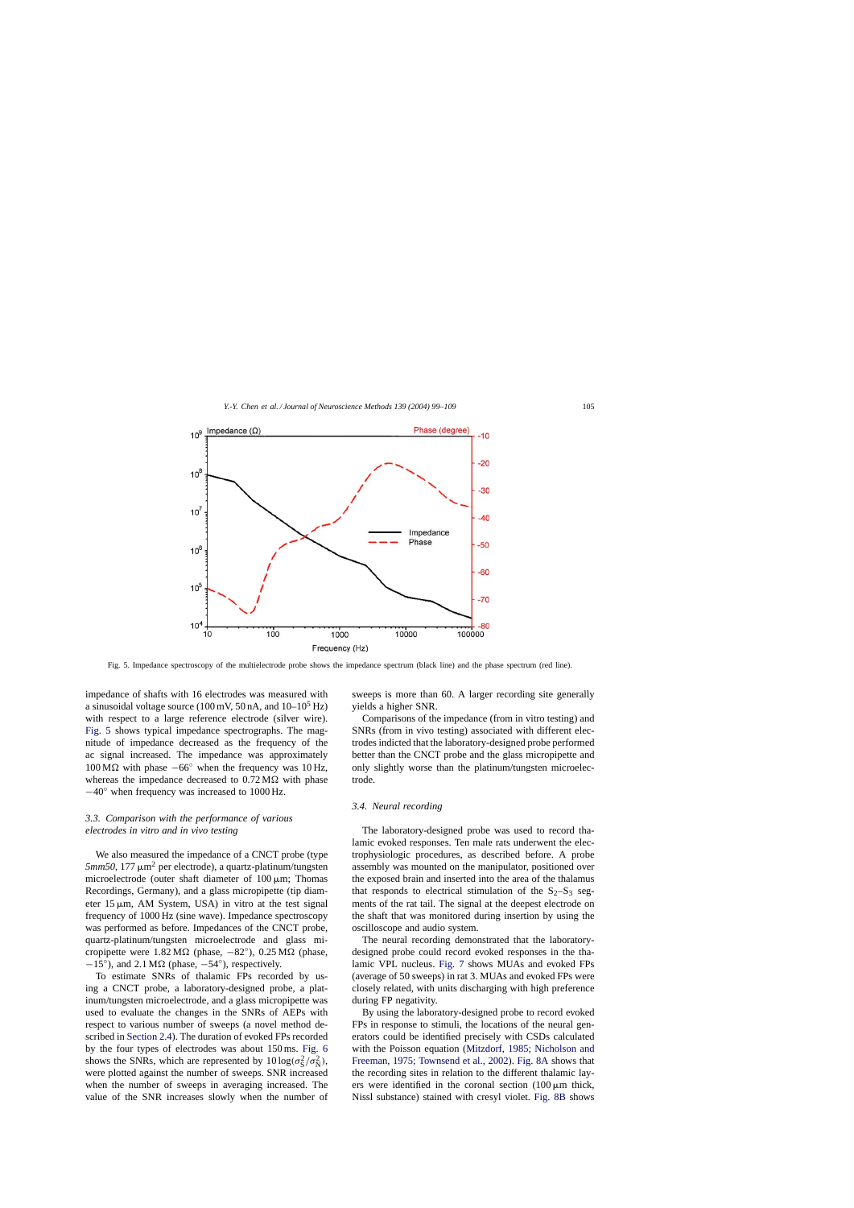Fig. 5. Impedance spectroscopy of the multielectrode probe shows the impedance spectrum (black line) and the phase spectrum (red line).

impedance of shafts with 16 electrodes was measured with a sinusoidal voltage source (100 mV, 50 nA, and 10–$10^5$ Hz) with respect to a large reference electrode (silver wire). Fig. 5 shows typical impedance spectrographs. The magnitude of impedance decreased as the frequency of the ac signal increased. The impedance was approximately 100 MΩ with phase −66° when the frequency was 10 Hz, whereas the impedance decreased to 0.72 MΩ with phase −40° when frequency was increased to 1000 Hz.

### 3.3. Comparison with the performance of various electrodes in vitro and in vivo testing

We also measured the impedance of a CNCT probe (type *5mm50*, 177 μm$^2$ per electrode), a quartz-platinum/tungsten microelectrode (outer shaft diameter of 100 μm; Thomas Recordings, Germany), and a glass micropipette (tip diameter 15 μm, AM System, USA) in vitro at the test signal frequency of 1000 Hz (sine wave). Impedance spectroscopy was performed as before. Impedances of the CNCT probe, quartz-platinum/tungsten microelectrode and glass micropipette were 1.82 MΩ (phase, −82°), 0.25 MΩ (phase, −15°), and 2.1 MΩ (phase, −54°), respectively.

To estimate SNRs of thalamic FPs recorded by using a CNCT probe, a laboratory-designed probe, a platinum/tungsten microelectrode, and a glass micropipette was used to evaluate the changes in the SNRs of AEPs with respect to various number of sweeps (a novel method described in Section 2.4). The duration of evoked FPs recorded by the four types of electrodes was about 150 ms. Fig. 6 shows the SNRs, which are represented by $10\log(\sigma_S^2/\sigma_N^2)$, were plotted against the number of sweeps. SNR increased when the number of sweeps in averaging increased. The value of the SNR increases slowly when the number of sweeps is more than 60. A larger recording site generally yields a higher SNR.

Comparisons of the impedance (from in vitro testing) and SNRs (from in vivo testing) associated with different electrodes indicted that the laboratory-designed probe performed better than the CNCT probe and the glass micropipette and only slightly worse than the platinum/tungsten microelectrode.

### 3.4. Neural recording

The laboratory-designed probe was used to record thalamic evoked responses. Ten male rats underwent the electrophysiologic procedures, as described before. A probe assembly was mounted on the manipulator, positioned over the exposed brain and inserted into the area of the thalamus that responds to electrical stimulation of the $S_2$–$S_3$ segments of the rat tail. The signal at the deepest electrode on the shaft that was monitored during insertion by using the oscilloscope and audio system.

The neural recording demonstrated that the laboratory-designed probe could record evoked responses in the thalamic VPL nucleus. Fig. 7 shows MUAs and evoked FPs (average of 50 sweeps) in rat 3. MUAs and evoked FPs were closely related, with units discharging with high preference during FP negativity.

By using the laboratory-designed probe to record evoked FPs in response to stimuli, the locations of the neural generators could be identified precisely with CSDs calculated with the Poisson equation (Mitzdorf, 1985; Nicholson and Freeman, 1975; Townsend et al., 2002). Fig. 8A shows that the recording sites in relation to the different thalamic layers were identified in the coronal section (100 μm thick, Nissl substance) stained with cresyl violet. Fig. 8B shows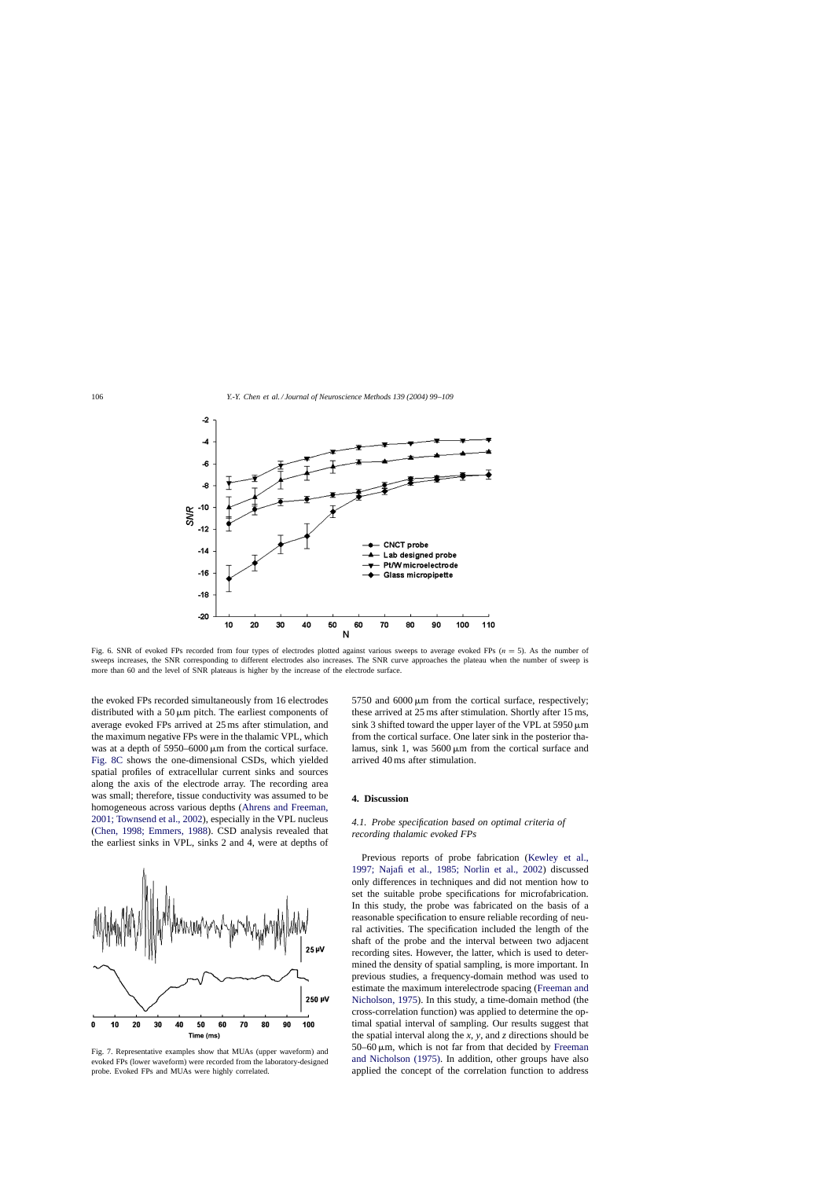Fig. 6. SNR of evoked FPs recorded from four types of electrodes plotted against various sweeps to average evoked FPs ($n = 5$). As the number of sweeps increases, the SNR corresponding to different electrodes also increases. The SNR curve approaches the plateau when the number of sweep is more than 60 and the level of SNR plateaus is higher by the increase of the electrode surface.

the evoked FPs recorded simultaneously from 16 electrodes distributed with a 50 μm pitch. The earliest components of average evoked FPs arrived at 25 ms after stimulation, and the maximum negative FPs were in the thalamic VPL, which was at a depth of 5950–6000 μm from the cortical surface. Fig. 8C shows the one-dimensional CSDs, which yielded spatial profiles of extracellular current sinks and sources along the axis of the electrode array. The recording area was small; therefore, tissue conductivity was assumed to be homogeneous across various depths (Ahrens and Freeman, 2001; Townsend et al., 2002), especially in the VPL nucleus (Chen, 1998; Emmers, 1988). CSD analysis revealed that the earliest sinks in VPL, sinks 2 and 4, were at depths of 5750 and 6000 μm from the cortical surface, respectively; these arrived at 25 ms after stimulation. Shortly after 15 ms, sink 3 shifted toward the upper layer of the VPL at 5950 μm from the cortical surface. One later sink in the posterior thalamus, sink 1, was 5600 μm from the cortical surface and arrived 40 ms after stimulation.

Fig. 7. Representative examples show that MUAs (upper waveform) and evoked FPs (lower waveform) were recorded from the laboratory-designed probe. Evoked FPs and MUAs were highly correlated.

## 4. Discussion

### *4.1. Probe specification based on optimal criteria of recording thalamic evoked FPs*

Previous reports of probe fabrication (Kewley et al., 1997; Najafi et al., 1985; Norlin et al., 2002) discussed only differences in techniques and did not mention how to set the suitable probe specifications for microfabrication. In this study, the probe was fabricated on the basis of a reasonable specification to ensure reliable recording of neural activities. The specification included the length of the shaft of the probe and the interval between two adjacent recording sites. However, the latter, which is used to determined the density of spatial sampling, is more important. In previous studies, a frequency-domain method was used to estimate the maximum interelectrode spacing (Freeman and Nicholson, 1975). In this study, a time-domain method (the cross-correlation function) was applied to determine the optimal spatial interval of sampling. Our results suggest that the spatial interval along the *x*, *y*, and *z* directions should be 50–60 μm, which is not far from that decided by Freeman and Nicholson (1975). In addition, other groups have also applied the concept of the correlation function to address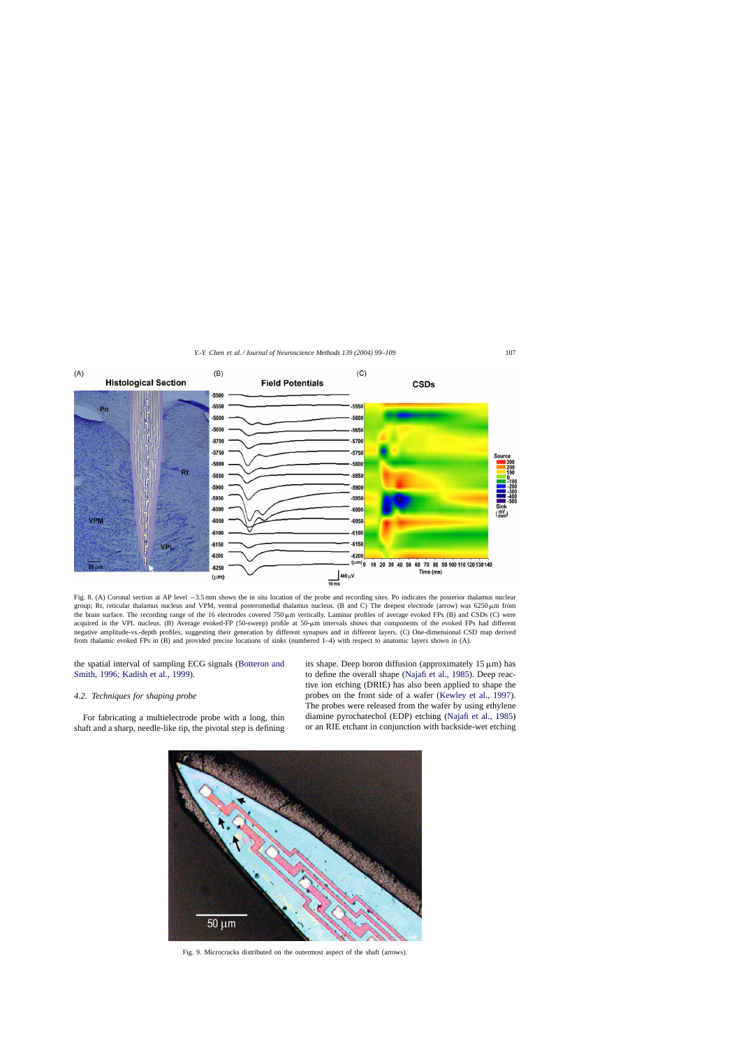Fig. 8. (A) Coronal section at AP level −3.5 mm shows the in situ location of the probe and recording sites. Po indicates the posterior thalamus nuclear group; Rt, reticular thalamus nucleus and VPM, ventral posteromedial thalamus nucleus. (B and C) The deepest electrode (arrow) was 6250 μm from the brain surface. The recording range of the 16 electrodes covered 750 μm vertically. Laminar profiles of average evoked FPs (B) and CSDs (C) were acquired in the VPL nucleus. (B) Average evoked-FP (50-sweep) profile at 50-μm intervals shows that components of the evoked FPs had different negative amplitude-vs.-depth profiles, suggesting their generation by different synapses and in different layers. (C) One-dimensional CSD map derived from thalamic evoked FPs in (B) and provided precise locations of sinks (numbered 1–4) with respect to anatomic layers shown in (A).

the spatial interval of sampling ECG signals (Botteron and Smith, 1996; Kadish et al., 1999).

### 4.2. Techniques for shaping probe

For fabricating a multielectrode probe with a long, thin shaft and a sharp, needle-like tip, the pivotal step is defining its shape. Deep boron diffusion (approximately 15 μm) has to define the overall shape (Najafi et al., 1985). Deep reactive ion etching (DRIE) has also been applied to shape the probes on the front side of a wafer (Kewley et al., 1997). The probes were released from the wafer by using ethylene diamine pyrochatechol (EDP) etching (Najafi et al., 1985) or an RIE etchant in conjunction with backside-wet etching

Fig. 9. Microcracks distributed on the outermost aspect of the shaft (arrows).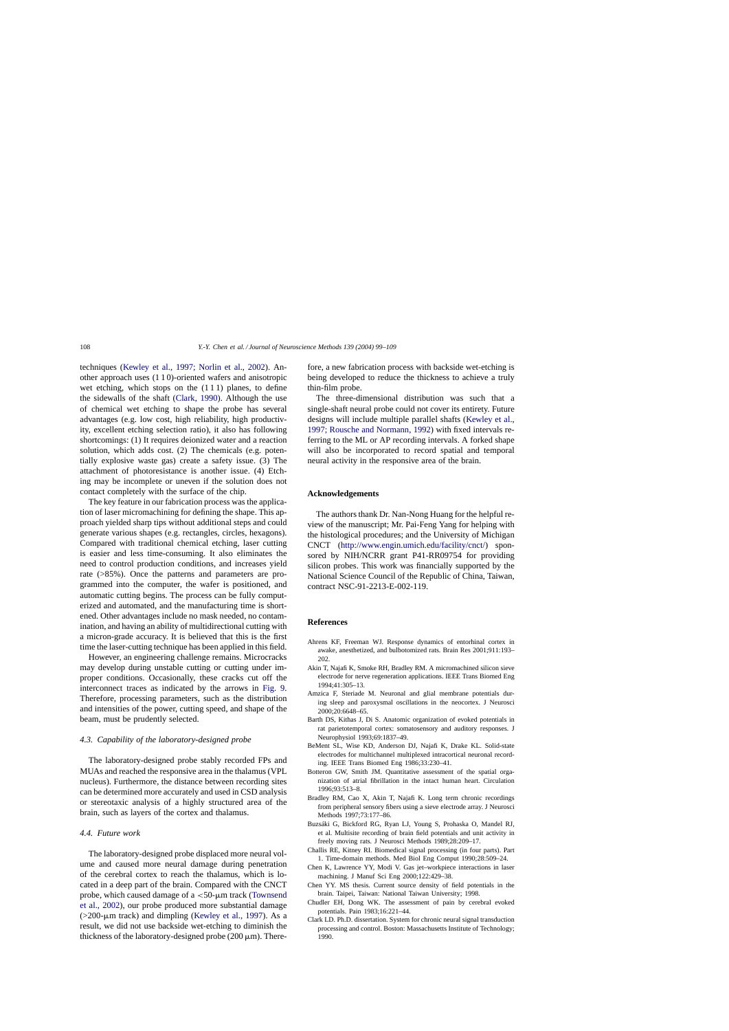techniques (Kewley et al., 1997; Norlin et al., 2002). Another approach uses (1 1 0)-oriented wafers and anisotropic wet etching, which stops on the (1 1 1) planes, to define the sidewalls of the shaft (Clark, 1990). Although the use of chemical wet etching to shape the probe has several advantages (e.g. low cost, high reliability, high productivity, excellent etching selection ratio), it also has following shortcomings: (1) It requires deionized water and a reaction solution, which adds cost. (2) The chemicals (e.g. potentially explosive waste gas) create a safety issue. (3) The attachment of photoresistance is another issue. (4) Etching may be incomplete or uneven if the solution does not contact completely with the surface of the chip.

The key feature in our fabrication process was the application of laser micromachining for defining the shape. This approach yielded sharp tips without additional steps and could generate various shapes (e.g. rectangles, circles, hexagons). Compared with traditional chemical etching, laser cutting is easier and less time-consuming. It also eliminates the need to control production conditions, and increases yield rate (>85%). Once the patterns and parameters are programmed into the computer, the wafer is positioned, and automatic cutting begins. The process can be fully computerized and automated, and the manufacturing time is shortened. Other advantages include no mask needed, no contamination, and having an ability of multidirectional cutting with a micron-grade accuracy. It is believed that this is the first time the laser-cutting technique has been applied in this field.

However, an engineering challenge remains. Microcracks may develop during unstable cutting or cutting under improper conditions. Occasionally, these cracks cut off the interconnect traces as indicated by the arrows in Fig. 9. Therefore, processing parameters, such as the distribution and intensities of the power, cutting speed, and shape of the beam, must be prudently selected.

### 4.3. Capability of the laboratory-designed probe

The laboratory-designed probe stably recorded FPs and MUAs and reached the responsive area in the thalamus (VPL nucleus). Furthermore, the distance between recording sites can be determined more accurately and used in CSD analysis or stereotaxic analysis of a highly structured area of the brain, such as layers of the cortex and thalamus.

### 4.4. Future work

The laboratory-designed probe displaced more neural volume and caused more neural damage during penetration of the cerebral cortex to reach the thalamus, which is located in a deep part of the brain. Compared with the CNCT probe, which caused damage of a <50-μm track (Townsend et al., 2002), our probe produced more substantial damage (>200-μm track) and dimpling (Kewley et al., 1997). As a result, we did not use backside wet-etching to diminish the thickness of the laboratory-designed probe (200 μm). Therefore, a new fabrication process with backside wet-etching is being developed to reduce the thickness to achieve a truly thin-film probe.

The three-dimensional distribution was such that a single-shaft neural probe could not cover its entirety. Future designs will include multiple parallel shafts (Kewley et al., 1997; Rousche and Normann, 1992) with fixed intervals referring to the ML or AP recording intervals. A forked shape will also be incorporated to record spatial and temporal neural activity in the responsive area of the brain.

## Acknowledgements

The authors thank Dr. Nan-Nong Huang for the helpful review of the manuscript; Mr. Pai-Feng Yang for helping with the histological procedures; and the University of Michigan CNCT (http://www.engin.umich.edu/facility/cnct/) sponsored by NIH/NCRR grant P41-RR09754 for providing silicon probes. This work was financially supported by the National Science Council of the Republic of China, Taiwan, contract NSC-91-2213-E-002-119.

## References

Ahrens KF, Freeman WJ. Response dynamics of entorhinal cortex in awake, anesthetized, and bulbotomized rats. Brain Res 2001;911:193–202.

Akin T, Najafi K, Smoke RH, Bradley RM. A micromachined silicon sieve electrode for nerve regeneration applications. IEEE Trans Biomed Eng 1994;41:305–13.

Amzica F, Steriade M. Neuronal and glial membrane potentials during sleep and paroxysmal oscillations in the neocortex. J Neurosci 2000;20:6648–65.

Barth DS, Kithas J, Di S. Anatomic organization of evoked potentials in rat parietotemporal cortex: somatosensory and auditory responses. J Neurophysiol 1993;69:1837–49.

BeMent SL, Wise KD, Anderson DJ, Najafi K, Drake KL. Solid-state electrodes for multichannel multiplexed intracortical neuronal recording. IEEE Trans Biomed Eng 1986;33:230–41.

Botteron GW, Smith JM. Quantitative assessment of the spatial organization of atrial fibrillation in the intact human heart. Circulation 1996;93:513–8.

Bradley RM, Cao X, Akin T, Najafi K. Long term chronic recordings from peripheral sensory fibers using a sieve electrode array. J Neurosci Methods 1997;73:177–86.

Buzsáki G, Bickford RG, Ryan LJ, Young S, Prohaska O, Mandel RJ, et al. Multisite recording of brain field potentials and unit activity in freely moving rats. J Neurosci Methods 1989;28:209–17.

Challis RE, Kitney RI. Biomedical signal processing (in four parts). Part 1. Time-domain methods. Med Biol Eng Comput 1990;28:509–24.

Chen K, Lawrence YY, Modi V. Gas jet–workpiece interactions in laser machining. J Manuf Sci Eng 2000;122:429–38.

Chen YY. MS thesis. Current source density of field potentials in the brain. Taipei, Taiwan: National Taiwan University; 1998.

Chudler EH, Dong WK. The assessment of pain by cerebral evoked potentials. Pain 1983;16:221–44.

Clark LD. Ph.D. dissertation. System for chronic neural signal transduction processing and control. Boston: Massachusetts Institute of Technology; 1990.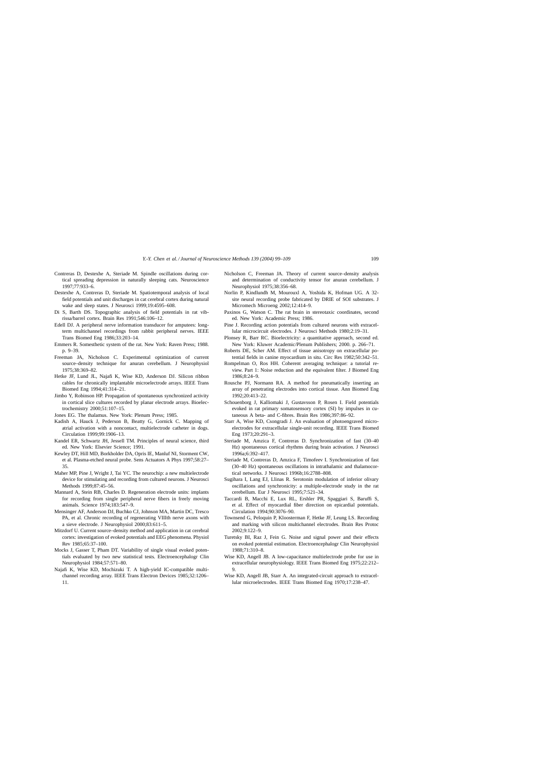Contreras D, Destexhe A, Steriade M. Spindle oscillations during cortical spreading depression in naturally sleeping cats. Neuroscience 1997;77:933–6.

Destexhe A, Contreras D, Steriade M. Spatiotemporal analysis of local field potentials and unit discharges in cat cerebral cortex during natural wake and sleep states. J Neurosci 1999;19:4595–608.

Di S, Barth DS. Topographic analysis of field potentials in rat vibrissa/barrel cortex. Brain Res 1991;546:106–12.

Edell DJ. A peripheral nerve information transducer for amputees: long-term multichannel recordings from rabbit peripheral nerves. IEEE Trans Biomed Eng 1986;33:203–14.

Emmers R. Somesthetic system of the rat. New York: Raven Press; 1988. p. 9–39.

Freeman JA, Nicholson C. Experimental optimization of current source–density technique for anuran cerebellum. J Neurophysiol 1975;38:369–82.

Hetke JF, Lund JL, Najafi K, Wise KD, Anderson DJ. Silicon ribbon cables for chronically implantable microelectrode arrays. IEEE Trans Biomed Eng 1994;41:314–21.

Jimbo Y, Robinson HP. Propagation of spontaneous synchronized activity in cortical slice cultures recorded by planar electrode arrays. Bioelectrochemistry 2000;51:107–15.

Jones EG. The thalamus. New York: Plenum Press; 1985.

Kadish A, Hauck J, Pederson B, Beatty G, Gornick C. Mapping of atrial activation with a noncontact, multielectrode catheter in dogs. Circulation 1999;99:1906–13.

Kandel ER, Schwartz JH, Jessell TM. Principles of neural science, third ed. New York: Elsevier Science; 1991.

Kewley DT, Hill MD, Borkholder DA, Opris IE, Manluf NI, Storment CW, et al. Plasma-etched neural probe. Sens Actuators A Phys 1997;58:27–35.

Maher MP, Pine J, Wright J, Tai YC. The neurochip: a new multielectrode device for stimulating and recording from cultured neurons. J Neurosci Methods 1999;87:45–56.

Mannard A, Stein RB, Charles D. Regeneration electrode units: implants for recording from single peripheral nerve fibers in freely moving animals. Science 1974;183:547–9.

Mensinger AF, Anderson DJ, Buchko CJ, Johnson MA, Martin DC, Tresco PA, et al. Chronic recording of regenerating VIIIth nerve axons with a sieve electrode. J Neurophysiol 2000;83:611–5.

Mitzdorf U. Current source–density method and application in cat cerebral cortex: investigation of evoked potentials and EEG phenomena. Physiol Rev 1985;65:37–100.

Mocks J, Gasser T, Pham DT. Variability of single visual evoked potentials evaluated by two new statistical tests. Electroencephalogr Clin Neurophysiol 1984;57:571–80.

Najafi K, Wise KD, Mochizuki T. A high-yield IC-compatible multichannel recording array. IEEE Trans Electron Devices 1985;32:1206–11.

Nicholson C, Freeman JA. Theory of current source–density analysis and determination of conductivity tensor for anuran cerebellum. J Neurophysiol 1975;38:356–68.

Norlin P, Kindlundh M, Mourouxl A, Yoshida K, Hofman UG. A 32-site neural recording probe fabricated by DRIE of SOI substrates. J Micromech Microeng 2002;12:414–9.

Paxinos G, Watson C. The rat brain in stereotaxic coordinates, second ed. New York: Academic Press; 1986.

Pine J. Recording action potentials from cultured neurons with extracellular microcircuit electrodes. J Neurosci Methods 1980;2:19–31.

Plonsey R, Barr RC. Bioelectricity: a quantitative approach, second ed. New York: Kluwer Academic/Plenum Publishers; 2000. p. 266–71.

Roberts DE, Scher AM. Effect of tissue anisotropy on extracellular potential fields in canine myocardium in situ. Circ Res 1982;50:342–51.

Rompelman O, Ros HH. Coherent averaging technique: a tutorial review. Part 1: Noise reduction and the equivalent filter. J Biomed Eng 1986;8:24–9.

Rousche PJ, Normann RA. A method for pneumatically inserting an array of penetrating electrodes into cortical tissue. Ann Biomed Eng 1992;20:413–22.

Schouenborg J, Kalliomaki J, Gustavsson P, Rosen I. Field potentials evoked in rat primary somatosensory cortex (SI) by impulses in cutaneous A beta- and C-fibres. Brain Res 1986;397:86–92.

Starr A, Wise KD, Csongradi J. An evaluation of photoengraved microelectrodes for extracellular single-unit recording. IEEE Trans Biomed Eng 1973;20:291–3.

Steriade M, Amzica F, Contreras D. Synchronization of fast (30–40 Hz) spontaneous cortical rhythms during brain activation. J Neurosci 1996a;6:392–417.

Steriade M, Contreras D, Amzica F, Timofeev I. Synchronization of fast (30–40 Hz) spontaneous oscillations in intrathalamic and thalamocortical networks. J Neurosci 1996b;16:2788–808.

Sugihara I, Lang EJ, Llinas R. Serotonin modulation of inferior olivary oscillations and synchronicity: a multiple-electrode study in the rat cerebellum. Eur J Neurosci 1995;7:521–34.

Taccardi B, Macchi E, Lux RL, Ershler PR, Spaggiari S, Baruffi S, et al. Effect of myocardial fiber direction on epicardial potentials. Circulation 1994;90:3076–90.

Townsend G, Peloquin P, Kloosterman F, Hetke JF, Leung LS. Recording and marking with silicon multichannel electrodes. Brain Res Protoc 2002;9:122–9.

Turetsky BI, Raz J, Fein G. Noise and signal power and their effects on evoked potential estimation. Electroencephalogr Clin Neurophysiol 1988;71:310–8.

Wise KD, Angell JB. A low-capacitance multielectrode probe for use in extracellular neurophysiology. IEEE Trans Biomed Eng 1975;22:212–9.

Wise KD, Angell JB, Starr A. An integrated-circuit approach to extracellular microelectrodes. IEEE Trans Biomed Eng 1970;17:238–47.